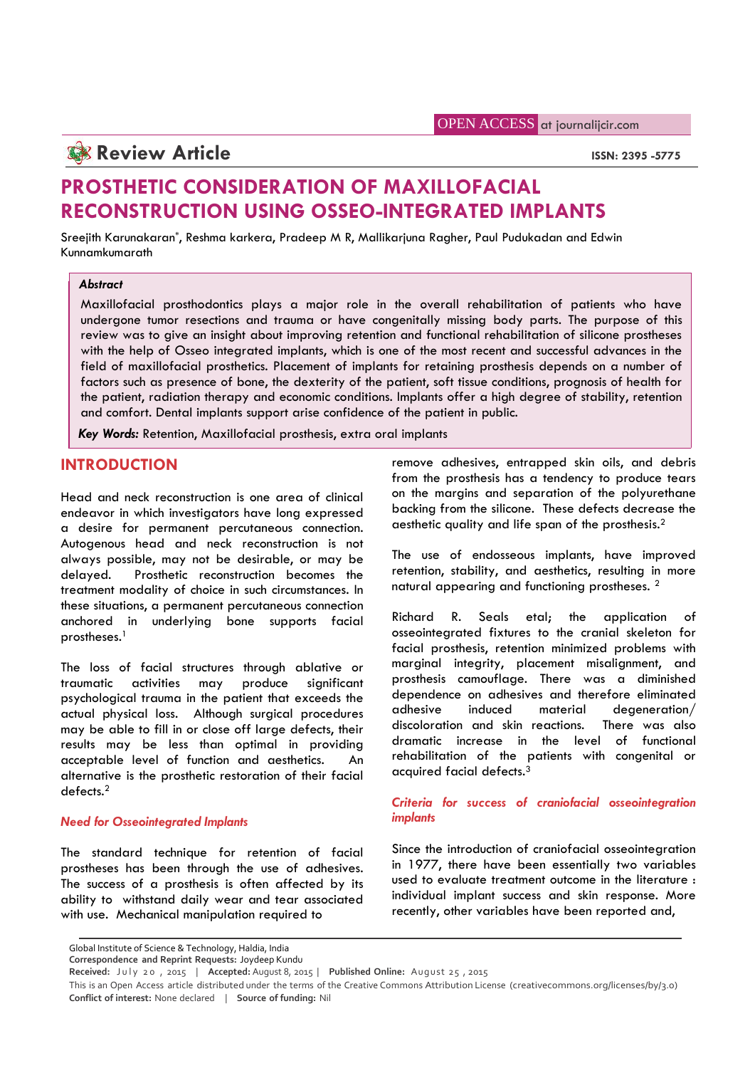OPEN ACCESS at journalijcir.com

**Review Article**

ISSN: 2395 -5775

# PROSTHETIC CONSIDERATION OF MAXILLOFACIAL RECONSTRUCTION USING OSSEO-INTEGRATED IMPLANTS

Sreejith Karunakaran*, Reshma karkera, Pradeep M R, Mallikarjuna Ragher, Paul Pudukadan and Edwin Kunnamkumarath

***Abstract***

Maxillofacial prosthodontics plays a major role in the overall rehabilitation of patients who have undergone tumor resections and trauma or have congenitally missing body parts. The purpose of this review was to give an insight about improving retention and functional rehabilitation of silicone prostheses with the help of Osseo integrated implants, which is one of the most recent and successful advances in the field of maxillofacial prosthetics. Placement of implants for retaining prosthesis depends on a number of factors such as presence of bone, the dexterity of the patient, soft tissue conditions, prognosis of health for the patient, radiation therapy and economic conditions. Implants offer a high degree of stability, retention and comfort. Dental implants support arise confidence of the patient in public.

***Key Words:*** Retention, Maxillofacial prosthesis, extra oral implants

## INTRODUCTION

Head and neck reconstruction is one area of clinical endeavor in which investigators have long expressed a desire for permanent percutaneous connection. Autogenous head and neck reconstruction is not always possible, may not be desirable, or may be delayed. Prosthetic reconstruction becomes the treatment modality of choice in such circumstances. In these situations, a permanent percutaneous connection anchored in underlying bone supports facial prostheses.[1]

The loss of facial structures through ablative or traumatic activities may produce significant psychological trauma in the patient that exceeds the actual physical loss. Although surgical procedures may be able to fill in or close off large defects, their results may be less than optimal in providing acceptable level of function and aesthetics. An alternative is the prosthetic restoration of their facial defects.[2]

### *Need for Osseointegrated Implants*

The standard technique for retention of facial prostheses has been through the use of adhesives. The success of a prosthesis is often affected by its ability to withstand daily wear and tear associated with use. Mechanical manipulation required to remove adhesives, entrapped skin oils, and debris from the prosthesis has a tendency to produce tears on the margins and separation of the polyurethane backing from the silicone. These defects decrease the aesthetic quality and life span of the prosthesis.[2]

The use of endosseous implants, have improved retention, stability, and aesthetics, resulting in more natural appearing and functioning prostheses.[2]

Richard R. Seals etal; the application of osseointegrated fixtures to the cranial skeleton for facial prosthesis, retention minimized problems with marginal integrity, placement misalignment, and prosthesis camouflage. There was a diminished dependence on adhesives and therefore eliminated adhesive induced material degeneration/ discoloration and skin reactions. There was also dramatic increase in the level of functional rehabilitation of the patients with congenital or acquired facial defects.[3]

### *Criteria for success of craniofacial osseointegration implants*

Since the introduction of craniofacial osseointegration in 1977, there have been essentially two variables used to evaluate treatment outcome in the literature : individual implant success and skin response. More recently, other variables have been reported and,

Global Institute of Science & Technology, Haldia, India
Correspondence and Reprint Requests: Joydeep Kundu
**Received:** July 20, 2015 | **Accepted:** August 8, 2015 | **Published Online:** August 25, 2015
This is an Open Access article distributed under the terms of the Creative Commons Attribution License (creativecommons.org/licenses/by/3.0)
**Conflict of interest:** None declared | **Source of funding:** Nil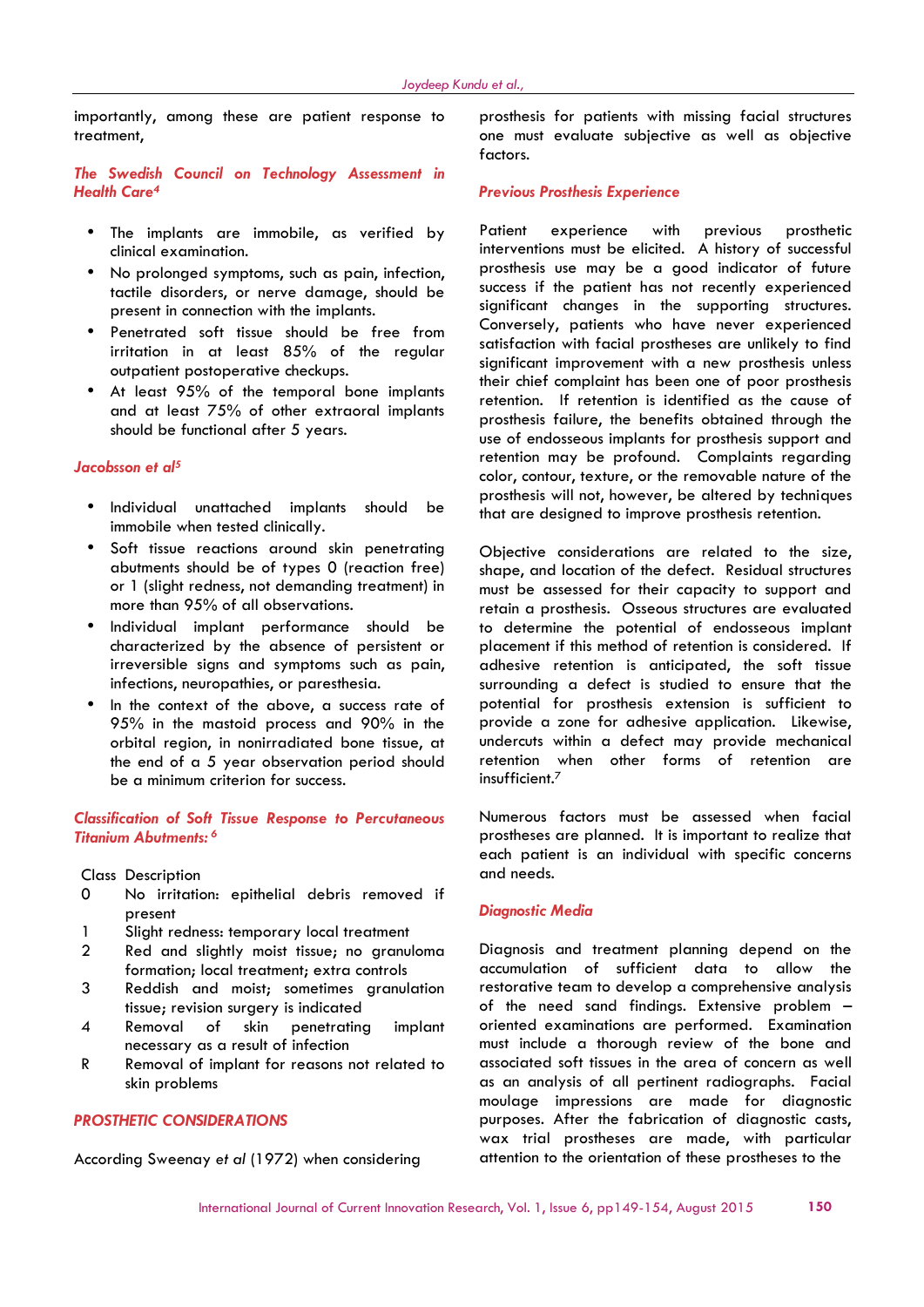importantly, among these are patient response to treatment,

### *The Swedish Council on Technology Assessment in Health Care*[4]

- The implants are immobile, as verified by clinical examination.
- No prolonged symptoms, such as pain, infection, tactile disorders, or nerve damage, should be present in connection with the implants.
- Penetrated soft tissue should be free from irritation in at least 85% of the regular outpatient postoperative checkups.
- At least 95% of the temporal bone implants and at least 75% of other extraoral implants should be functional after 5 years.

### *Jacobsson et al*[5]

- Individual unattached implants should be immobile when tested clinically.
- Soft tissue reactions around skin penetrating abutments should be of types 0 (reaction free) or 1 (slight redness, not demanding treatment) in more than 95% of all observations.
- Individual implant performance should be characterized by the absence of persistent or irreversible signs and symptoms such as pain, infections, neuropathies, or paresthesia.
- In the context of the above, a success rate of 95% in the mastoid process and 90% in the orbital region, in nonirradiated bone tissue, at the end of a 5 year observation period should be a minimum criterion for success.

### *Classification of Soft Tissue Response to Percutaneous Titanium Abutments:*[6]

| Class | Description |
|---|---|
| 0 | No irritation: epithelial debris removed if present |
| 1 | Slight redness: temporary local treatment |
| 2 | Red and slightly moist tissue; no granuloma formation; local treatment; extra controls |
| 3 | Reddish and moist; sometimes granulation tissue; revision surgery is indicated |
| 4 | Removal of skin penetrating implant necessary as a result of infection |
| R | Removal of implant for reasons not related to skin problems |

## PROSTHETIC CONSIDERATIONS

According Sweenay *et al* (1972) when considering prosthesis for patients with missing facial structures one must evaluate subjective as well as objective factors.

### *Previous Prosthesis Experience*

Patient experience with previous prosthetic interventions must be elicited. A history of successful prosthesis use may be a good indicator of future success if the patient has not recently experienced significant changes in the supporting structures. Conversely, patients who have never experienced satisfaction with facial prostheses are unlikely to find significant improvement with a new prosthesis unless their chief complaint has been one of poor prosthesis retention. If retention is identified as the cause of prosthesis failure, the benefits obtained through the use of endosseous implants for prosthesis support and retention may be profound. Complaints regarding color, contour, texture, or the removable nature of the prosthesis will not, however, be altered by techniques that are designed to improve prosthesis retention.

Objective considerations are related to the size, shape, and location of the defect. Residual structures must be assessed for their capacity to support and retain a prosthesis. Osseous structures are evaluated to determine the potential of endosseous implant placement if this method of retention is considered. If adhesive retention is anticipated, the soft tissue surrounding a defect is studied to ensure that the potential for prosthesis extension is sufficient to provide a zone for adhesive application. Likewise, undercuts within a defect may provide mechanical retention when other forms of retention are insufficient.[7]

Numerous factors must be assessed when facial prostheses are planned. It is important to realize that each patient is an individual with specific concerns and needs.

### *Diagnostic Media*

Diagnosis and treatment planning depend on the accumulation of sufficient data to allow the restorative team to develop a comprehensive analysis of the need sand findings. Extensive problem – oriented examinations are performed. Examination must include a thorough review of the bone and associated soft tissues in the area of concern as well as an analysis of all pertinent radiographs. Facial moulage impressions are made for diagnostic purposes. After the fabrication of diagnostic casts, wax trial prostheses are made, with particular attention to the orientation of these prostheses to the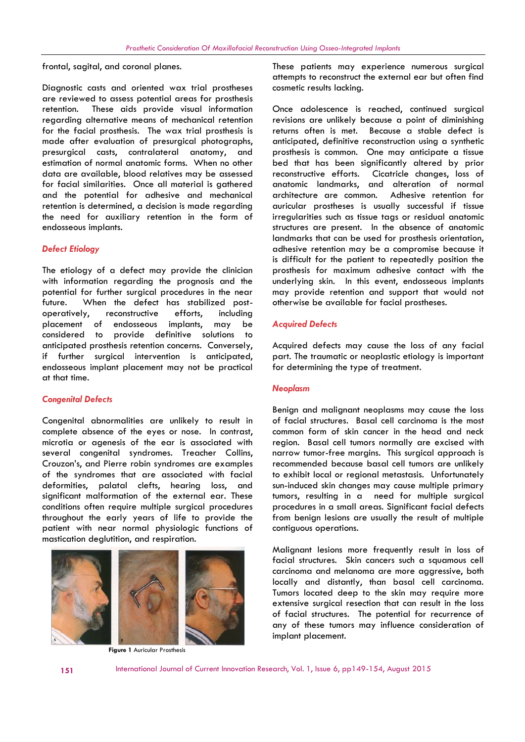frontal, sagital, and coronal planes.

Diagnostic casts and oriented wax trial prostheses are reviewed to assess potential areas for prosthesis retention. These aids provide visual information regarding alternative means of mechanical retention for the facial prosthesis. The wax trial prosthesis is made after evaluation of presurgical photographs, presurgical casts, contralateral anatomy, and estimation of normal anatomic forms. When no other data are available, blood relatives may be assessed for facial similarities. Once all material is gathered and the potential for adhesive and mechanical retention is determined, a decision is made regarding the need for auxiliary retention in the form of endosseous implants.

### Defect Etiology

The etiology of a defect may provide the clinician with information regarding the prognosis and the potential for further surgical procedures in the near future. When the defect has stabilized post-operatively, reconstructive efforts, including placement of endosseous implants, may be considered to provide definitive solutions to anticipated prosthesis retention concerns. Conversely, if further surgical intervention is anticipated, endosseous implant placement may not be practical at that time.

### Congenital Defects

Congenital abnormalities are unlikely to result in complete absence of the eyes or nose. In contrast, microtia or agenesis of the ear is associated with several congenital syndromes. Treacher Collins, Crouzon's, and Pierre robin syndromes are examples of the syndromes that are associated with facial deformities, palatal clefts, hearing loss, and significant malformation of the external ear. These conditions often require multiple surgical procedures throughout the early years of life to provide the patient with near normal physiologic functions of mastication deglutition, and respiration.

**Figure 1** Auricular Prosthesis

These patients may experience numerous surgical attempts to reconstruct the external ear but often find cosmetic results lacking.

Once adolescence is reached, continued surgical revisions are unlikely because a point of diminishing returns often is met. Because a stable defect is anticipated, definitive reconstruction using a synthetic prosthesis is common. One may anticipate a tissue bed that has been significantly altered by prior reconstructive efforts. Cicatricle changes, loss of anatomic landmarks, and alteration of normal architecture are common. Adhesive retention for auricular prostheses is usually successful if tissue irregularities such as tissue tags or residual anatomic structures are present. In the absence of anatomic landmarks that can be used for prosthesis orientation, adhesive retention may be a compromise because it is difficult for the patient to repeatedly position the prosthesis for maximum adhesive contact with the underlying skin. In this event, endosseous implants may provide retention and support that would not otherwise be available for facial prostheses.

### Acquired Defects

Acquired defects may cause the loss of any facial part. The traumatic or neoplastic etiology is important for determining the type of treatment.

### Neoplasm

Benign and malignant neoplasms may cause the loss of facial structures. Basal cell carcinoma is the most common form of skin cancer in the head and neck region. Basal cell tumors normally are excised with narrow tumor-free margins. This surgical approach is recommended because basal cell tumors are unlikely to exhibit local or regional metastasis. Unfortunately sun-induced skin changes may cause multiple primary tumors, resulting in a need for multiple surgical procedures in a small areas. Significant facial defects from benign lesions are usually the result of multiple contiguous operations.

Malignant lesions more frequently result in loss of facial structures. Skin cancers such a squamous cell carcinoma and melanoma are more aggressive, both locally and distantly, than basal cell carcinoma. Tumors located deep to the skin may require more extensive surgical resection that can result in the loss of facial structures. The potential for recurrence of any of these tumors may influence consideration of implant placement.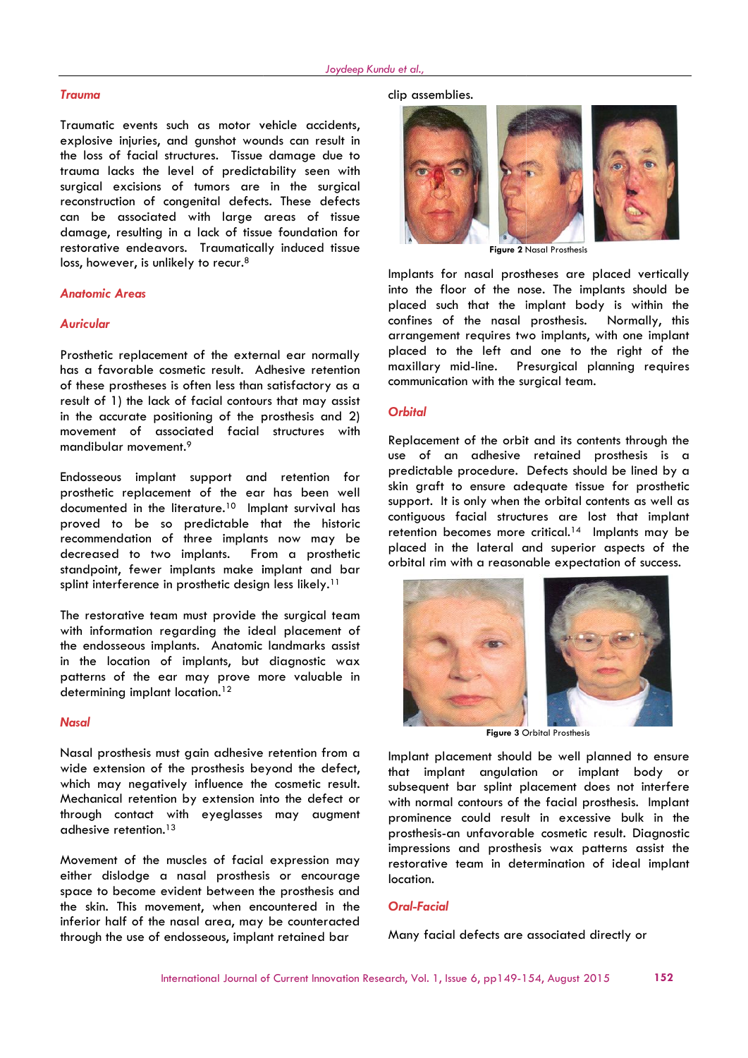### *Trauma*

Traumatic events such as motor vehicle accidents, explosive injuries, and gunshot wounds can result in the loss of facial structures. Tissue damage due to trauma lacks the level of predictability seen with surgical excisions of tumors are in the surgical reconstruction of congenital defects. These defects can be associated with large areas of tissue damage, resulting in a lack of tissue foundation for restorative endeavors. Traumatically induced tissue loss, however, is unlikely to recur.[8]

## *Anatomic Areas*

### *Auricular*

Prosthetic replacement of the external ear normally has a favorable cosmetic result. Adhesive retention of these prostheses is often less than satisfactory as a result of 1) the lack of facial contours that may assist in the accurate positioning of the prosthesis and 2) movement of associated facial structures with mandibular movement.[9]

Endosseous implant support and retention for prosthetic replacement of the ear has been well documented in the literature.[10] Implant survival has proved to be so predictable that the historic recommendation of three implants now may be decreased to two implants. From a prosthetic standpoint, fewer implants make implant and bar splint interference in prosthetic design less likely.[11]

The restorative team must provide the surgical team with information regarding the ideal placement of the endosseous implants. Anatomic landmarks assist in the location of implants, but diagnostic wax patterns of the ear may prove more valuable in determining implant location.[12]

### *Nasal*

Nasal prosthesis must gain adhesive retention from a wide extension of the prosthesis beyond the defect, which may negatively influence the cosmetic result. Mechanical retention by extension into the defect or through contact with eyeglasses may augment adhesive retention.[13]

Movement of the muscles of facial expression may either dislodge a nasal prosthesis or encourage space to become evident between the prosthesis and the skin. This movement, when encountered in the inferior half of the nasal area, may be counteracted through the use of endosseous, implant retained bar clip assemblies.

**Figure 2** Nasal Prosthesis

Implants for nasal prostheses are placed vertically into the floor of the nose. The implants should be placed such that the implant body is within the confines of the nasal prosthesis. Normally, this arrangement requires two implants, with one implant placed to the left and one to the right of the maxillary mid-line. Presurgical planning requires communication with the surgical team.

### *Orbital*

Replacement of the orbit and its contents through the use of an adhesive retained prosthesis is a predictable procedure. Defects should be lined by a skin graft to ensure adequate tissue for prosthetic support. It is only when the orbital contents as well as contiguous facial structures are lost that implant retention becomes more critical.[14] Implants may be placed in the lateral and superior aspects of the orbital rim with a reasonable expectation of success.

**Figure 3** Orbital Prosthesis

Implant placement should be well planned to ensure that implant angulation or implant body or subsequent bar splint placement does not interfere with normal contours of the facial prosthesis. Implant prominence could result in excessive bulk in the prosthesis-an unfavorable cosmetic result. Diagnostic impressions and prosthesis wax patterns assist the restorative team in determination of ideal implant location.

### *Oral-Facial*

Many facial defects are associated directly or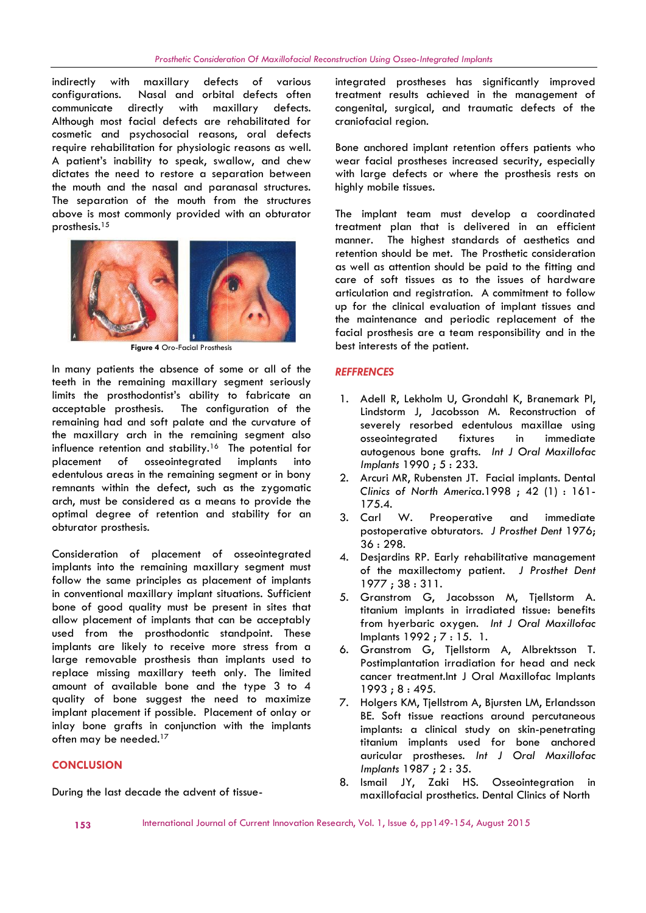indirectly with maxillary defects of various configurations. Nasal and orbital defects often communicate directly with maxillary defects. Although most facial defects are rehabilitated for cosmetic and psychosocial reasons, oral defects require rehabilitation for physiologic reasons as well. A patient's inability to speak, swallow, and chew dictates the need to restore a separation between the mouth and the nasal and paranasal structures. The separation of the mouth from the structures above is most commonly provided with an obturator prosthesis.[15]

**Figure 4** Oro-Facial Prosthesis

In many patients the absence of some or all of the teeth in the remaining maxillary segment seriously limits the prosthodontist's ability to fabricate an acceptable prosthesis. The configuration of the remaining had and soft palate and the curvature of the maxillary arch in the remaining segment also influence retention and stability.[16] The potential for placement of osseointegrated implants into edentulous areas in the remaining segment or in bony remnants within the defect, such as the zygomatic arch, must be considered as a means to provide the optimal degree of retention and stability for an obturator prosthesis.

Consideration of placement of osseointegrated implants into the remaining maxillary segment must follow the same principles as placement of implants in conventional maxillary implant situations. Sufficient bone of good quality must be present in sites that allow placement of implants that can be acceptably used from the prosthodontic standpoint. These implants are likely to receive more stress from a large removable prosthesis than implants used to replace missing maxillary teeth only. The limited amount of available bone and the type 3 to 4 quality of bone suggest the need to maximize implant placement if possible. Placement of onlay or inlay bone grafts in conjunction with the implants often may be needed.[17]

## CONCLUSION

During the last decade the advent of tissue-integrated prostheses has significantly improved treatment results achieved in the management of congenital, surgical, and traumatic defects of the craniofacial region.

Bone anchored implant retention offers patients who wear facial prostheses increased security, especially with large defects or where the prosthesis rests on highly mobile tissues.

The implant team must develop a coordinated treatment plan that is delivered in an efficient manner. The highest standards of aesthetics and retention should be met. The Prosthetic consideration as well as attention should be paid to the fitting and care of soft tissues as to the issues of hardware articulation and registration. A commitment to follow up for the clinical evaluation of implant tissues and the maintenance and periodic replacement of the facial prosthesis are a team responsibility and in the best interests of the patient.

## REFFRENCES

1. Adell R, Lekholm U, Grondahl K, Branemark PI, Lindstorm J, Jacobsson M. Reconstruction of severely resorbed edentulous maxillae using osseointegrated fixtures in immediate autogenous bone grafts. *Int J Oral Maxillofac Implants* 1990 ; 5 : 233.
2. Arcuri MR, Rubensten JT. Facial implants. Dental *Clinics of North America*.1998 ; 42 (1) : 161-175.4.
3. Carl W. Preoperative and immediate postoperative obturators. *J Prosthet Dent* 1976; 36 : 298.
4. Desjardins RP. Early rehabilitative management of the maxillectomy patient. *J Prosthet Dent* 1977 ; 38 : 311.
5. Granstrom G, Jacobsson M, Tjellstorm A. titanium implants in irradiated tissue: benefits from hyerbaric oxygen. *Int J Oral Maxillofac* Implants 1992 ; 7 : 15. 1.
6. Granstrom G, Tjellstorm A, Albrektsson T. Postimplantation irradiation for head and neck cancer treatment.Int J Oral Maxillofac Implants 1993 ; 8 : 495.
7. Holgers KM, Tjellstrom A, Bjursten LM, Erlandsson BE. Soft tissue reactions around percutaneous implants: a clinical study on skin-penetrating titanium implants used for bone anchored auricular prostheses. *Int J Oral Maxillofac Implants* 1987 ; 2 : 35.
8. Ismail JY, Zaki HS. Osseointegration in maxillofacial prosthetics. Dental Clinics of North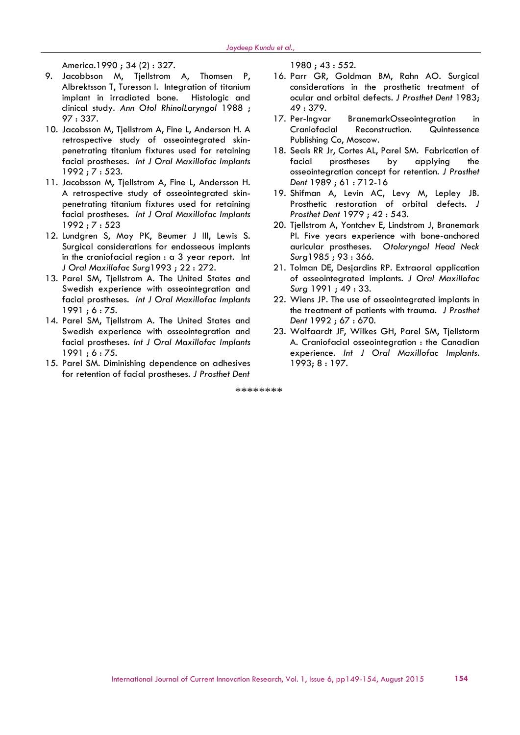America.1990 ; 34 (2) : 327.

9. Jacobbson M, Tjellstrom A, Thomsen P, Albrektsson T, Turesson I. Integration of titanium implant in irradiated bone. Histologic and clinical study. *Ann Otol RhinolLaryngol* 1988 ; 97 : 337.
10. Jacobsson M, Tjellstrom A, Fine L, Anderson H. A retrospective study of osseointegrated skin-penetrating titanium fixtures used for retaining facial prostheses. *Int J Oral Maxillofac Implants* 1992 ; 7 : 523.
11. Jacobsson M, Tjellstrom A, Fine L, Andersson H. A retrospective study of osseointegrated skin-penetrating titanium fixtures used for retaining facial prostheses. *Int J Oral Maxillofac Implants* 1992 ; 7 : 523
12. Lundgren S, Moy PK, Beumer J III, Lewis S. Surgical considerations for endosseous implants in the craniofacial region : a 3 year report. *Int J Oral Maxillofac Surg*1993 ; 22 : 272.
13. Parel SM, Tjellstrom A. The United States and Swedish experience with osseointegration and facial prostheses. *Int J Oral Maxillofac Implants* 1991 ; 6 : 75.
14. Parel SM, Tjellstrom A. The United States and Swedish experience with osseointegration and facial prostheses. *Int J Oral Maxillofac Implants* 1991 ; 6 : 75.
15. Parel SM. Diminishing dependence on adhesives for retention of facial prostheses. *J Prosthet Dent* 1980 ; 43 : 552.
16. Parr GR, Goldman BM, Rahn AO. Surgical considerations in the prosthetic treatment of ocular and orbital defects. *J Prosthet Dent* 1983; 49 : 379.
17. Per-Ingvar BranemarkOsseointegration in Craniofacial Reconstruction. Quintessence Publishing Co, Moscow.
18. Seals RR Jr, Cortes AL, Parel SM. Fabrication of facial prostheses by applying the osseointegration concept for retention. *J Prosthet Dent* 1989 ; 61 : 712-16
19. Shifman A, Levin AC, Levy M, Lepley JB. Prosthetic restoration of orbital defects. *J Prosthet Dent* 1979 ; 42 : 543.
20. Tjellstrom A, Yontchev E, Lindstrom J, Branemark PI. Five years experience with bone-anchored auricular prostheses. *Otolaryngol Head Neck Surg*1985 ; 93 : 366.
21. Tolman DE, Desjardins RP. Extraoral application of osseointegrated implants. *J Oral Maxillofac Surg* 1991 ; 49 : 33.
22. Wiens JP. The use of osseointegrated implants in the treatment of patients with trauma. *J Prosthet Dent* 1992 ; 67 : 670.
23. Wolfaardt JF, Wilkes GH, Parel SM, Tjellstorm A. Craniofacial osseointegration : the Canadian experience. *Int J Oral Maxillofac Implants*. 1993; 8 : 197.

********